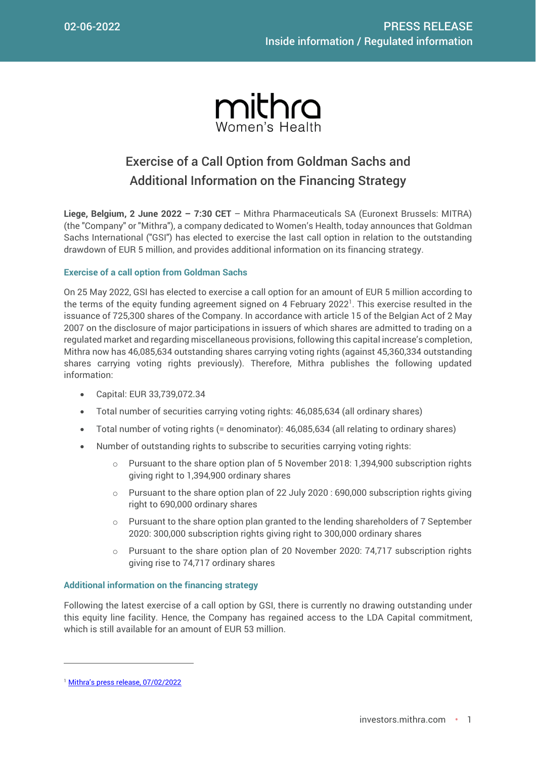02-06-2022

PRESS RELEASE
Inside information / Regulated information

mithra
Women's Health

# Exercise of a Call Option from Goldman Sachs and Additional Information on the Financing Strategy

**Liege, Belgium, 2 June 2022 – 7:30 CET** – Mithra Pharmaceuticals SA (Euronext Brussels: MITRA) (the "Company" or "Mithra"), a company dedicated to Women's Health, today announces that Goldman Sachs International ("GSI") has elected to exercise the last call option in relation to the outstanding drawdown of EUR 5 million, and provides additional information on its financing strategy.

## Exercise of a call option from Goldman Sachs

On 25 May 2022, GSI has elected to exercise a call option for an amount of EUR 5 million according to the terms of the equity funding agreement signed on 4 February 2022[1]. This exercise resulted in the issuance of 725,300 shares of the Company. In accordance with article 15 of the Belgian Act of 2 May 2007 on the disclosure of major participations in issuers of which shares are admitted to trading on a regulated market and regarding miscellaneous provisions, following this capital increase's completion, Mithra now has 46,085,634 outstanding shares carrying voting rights (against 45,360,334 outstanding shares carrying voting rights previously). Therefore, Mithra publishes the following updated information:

- Capital: EUR 33,739,072.34
- Total number of securities carrying voting rights: 46,085,634 (all ordinary shares)
- Total number of voting rights (= denominator): 46,085,634 (all relating to ordinary shares)
- Number of outstanding rights to subscribe to securities carrying voting rights:
  - Pursuant to the share option plan of 5 November 2018: 1,394,900 subscription rights giving right to 1,394,900 ordinary shares
  - Pursuant to the share option plan of 22 July 2020 : 690,000 subscription rights giving right to 690,000 ordinary shares
  - Pursuant to the share option plan granted to the lending shareholders of 7 September 2020: 300,000 subscription rights giving right to 300,000 ordinary shares
  - Pursuant to the share option plan of 20 November 2020: 74,717 subscription rights giving rise to 74,717 ordinary shares

## Additional information on the financing strategy

Following the latest exercise of a call option by GSI, there is currently no drawing outstanding under this equity line facility. Hence, the Company has regained access to the LDA Capital commitment, which is still available for an amount of EUR 53 million.

[1] Mithra's press release, 07/02/2022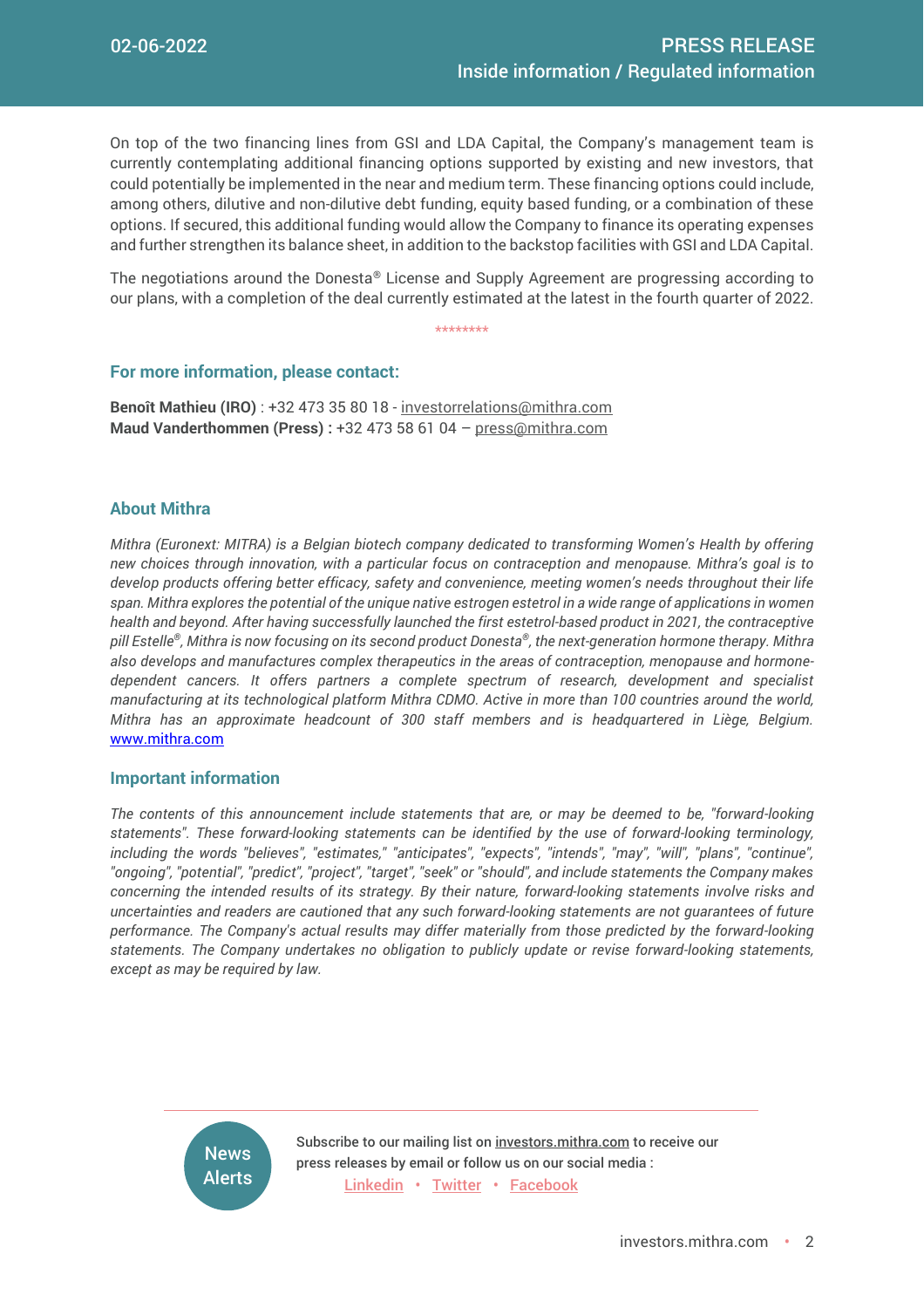On top of the two financing lines from GSI and LDA Capital, the Company's management team is currently contemplating additional financing options supported by existing and new investors, that could potentially be implemented in the near and medium term. These financing options could include, among others, dilutive and non-dilutive debt funding, equity based funding, or a combination of these options. If secured, this additional funding would allow the Company to finance its operating expenses and further strengthen its balance sheet, in addition to the backstop facilities with GSI and LDA Capital.

The negotiations around the Donesta® License and Supply Agreement are progressing according to our plans, with a completion of the deal currently estimated at the latest in the fourth quarter of 2022.

********

### For more information, please contact:

**Benoît Mathieu (IRO)** : +32 473 35 80 18 - investorrelations@mithra.com
**Maud Vanderthommen (Press) :** +32 473 58 61 04 – press@mithra.com

### About Mithra

*Mithra (Euronext: MITRA) is a Belgian biotech company dedicated to transforming Women's Health by offering new choices through innovation, with a particular focus on contraception and menopause. Mithra's goal is to develop products offering better efficacy, safety and convenience, meeting women's needs throughout their life span. Mithra explores the potential of the unique native estrogen estetrol in a wide range of applications in women health and beyond. After having successfully launched the first estetrol-based product in 2021, the contraceptive pill Estelle®, Mithra is now focusing on its second product Donesta®, the next-generation hormone therapy. Mithra also develops and manufactures complex therapeutics in the areas of contraception, menopause and hormone-dependent cancers. It offers partners a complete spectrum of research, development and specialist manufacturing at its technological platform Mithra CDMO. Active in more than 100 countries around the world, Mithra has an approximate headcount of 300 staff members and is headquartered in Liège, Belgium.* www.mithra.com

### Important information

*The contents of this announcement include statements that are, or may be deemed to be, "forward-looking statements". These forward-looking statements can be identified by the use of forward-looking terminology, including the words "believes", "estimates," "anticipates", "expects", "intends", "may", "will", "plans", "continue", "ongoing", "potential", "predict", "project", "target", "seek" or "should", and include statements the Company makes concerning the intended results of its strategy. By their nature, forward-looking statements involve risks and uncertainties and readers are cautioned that any such forward-looking statements are not guarantees of future performance. The Company's actual results may differ materially from those predicted by the forward-looking statements. The Company undertakes no obligation to publicly update or revise forward-looking statements, except as may be required by law.*

News Alerts

Subscribe to our mailing list on investors.mithra.com to receive our press releases by email or follow us on our social media :

Linkedin • Twitter • Facebook